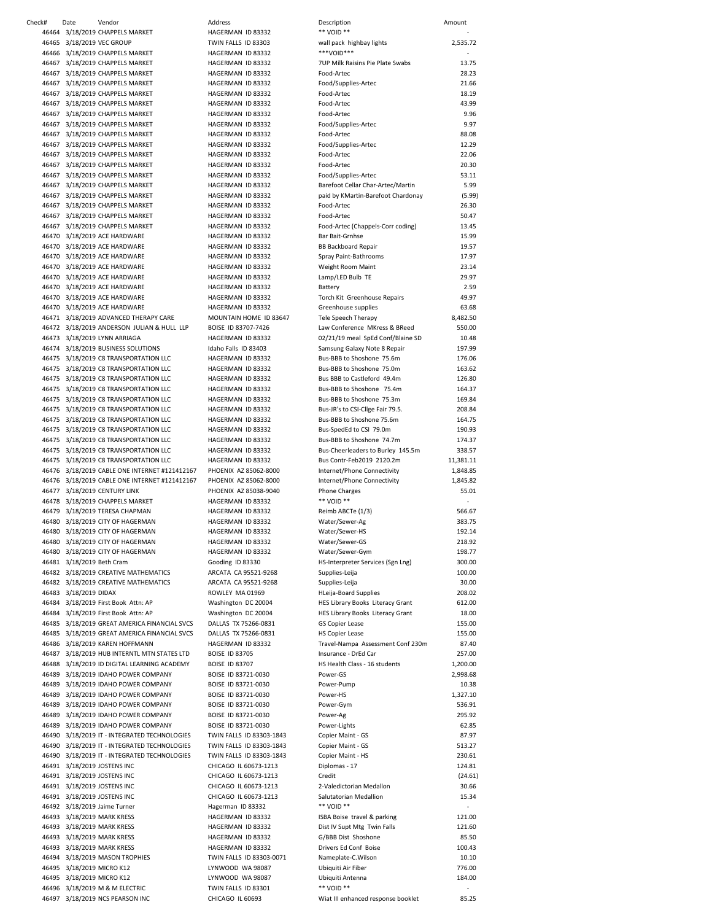| Check# | Date | Vendor | Address | Description | Amount |
|---|---|---|---|---|---|
| 46464 | 3/18/2019 | CHAPPELS MARKET | HAGERMAN ID 83332 | ** VOID ** | - |
| 46465 | 3/18/2019 | VEC GROUP | TWIN FALLS ID 83303 | wall pack highbay lights | 2,535.72 |
| 46466 | 3/18/2019 | CHAPPELS MARKET | HAGERMAN ID 83332 | ***VOID*** | - |
| 46467 | 3/18/2019 | CHAPPELS MARKET | HAGERMAN ID 83332 | 7UP Milk Raisins Pie Plate Swabs | 13.75 |
| 46467 | 3/18/2019 | CHAPPELS MARKET | HAGERMAN ID 83332 | Food-Artec | 28.23 |
| 46467 | 3/18/2019 | CHAPPELS MARKET | HAGERMAN ID 83332 | Food/Supplies-Artec | 21.66 |
| 46467 | 3/18/2019 | CHAPPELS MARKET | HAGERMAN ID 83332 | Food-Artec | 18.19 |
| 46467 | 3/18/2019 | CHAPPELS MARKET | HAGERMAN ID 83332 | Food-Artec | 43.99 |
| 46467 | 3/18/2019 | CHAPPELS MARKET | HAGERMAN ID 83332 | Food-Artec | 9.96 |
| 46467 | 3/18/2019 | CHAPPELS MARKET | HAGERMAN ID 83332 | Food/Supplies-Artec | 9.97 |
| 46467 | 3/18/2019 | CHAPPELS MARKET | HAGERMAN ID 83332 | Food-Artec | 88.08 |
| 46467 | 3/18/2019 | CHAPPELS MARKET | HAGERMAN ID 83332 | Food/Supplies-Artec | 12.29 |
| 46467 | 3/18/2019 | CHAPPELS MARKET | HAGERMAN ID 83332 | Food-Artec | 22.06 |
| 46467 | 3/18/2019 | CHAPPELS MARKET | HAGERMAN ID 83332 | Food-Artec | 20.30 |
| 46467 | 3/18/2019 | CHAPPELS MARKET | HAGERMAN ID 83332 | Food/Supplies-Artec | 53.11 |
| 46467 | 3/18/2019 | CHAPPELS MARKET | HAGERMAN ID 83332 | Barefoot Cellar Char-Artec/Martin | 5.99 |
| 46467 | 3/18/2019 | CHAPPELS MARKET | HAGERMAN ID 83332 | paid by KMartin-Barefoot Chardonay | (5.99) |
| 46467 | 3/18/2019 | CHAPPELS MARKET | HAGERMAN ID 83332 | Food-Artec | 26.30 |
| 46467 | 3/18/2019 | CHAPPELS MARKET | HAGERMAN ID 83332 | Food-Artec | 50.47 |
| 46467 | 3/18/2019 | CHAPPELS MARKET | HAGERMAN ID 83332 | Food-Artec (Chappels-Corr coding) | 13.45 |
| 46470 | 3/18/2019 | ACE HARDWARE | HAGERMAN ID 83332 | Bar Bait-Grnhse | 15.99 |
| 46470 | 3/18/2019 | ACE HARDWARE | HAGERMAN ID 83332 | BB Backboard Repair | 19.57 |
| 46470 | 3/18/2019 | ACE HARDWARE | HAGERMAN ID 83332 | Spray Paint-Bathrooms | 17.97 |
| 46470 | 3/18/2019 | ACE HARDWARE | HAGERMAN ID 83332 | Weight Room Maint | 23.14 |
| 46470 | 3/18/2019 | ACE HARDWARE | HAGERMAN ID 83332 | Lamp/LED Bulb TE | 29.97 |
| 46470 | 3/18/2019 | ACE HARDWARE | HAGERMAN ID 83332 | Battery | 2.59 |
| 46470 | 3/18/2019 | ACE HARDWARE | HAGERMAN ID 83332 | Torch Kit Greenhouse Repairs | 49.97 |
| 46470 | 3/18/2019 | ACE HARDWARE | HAGERMAN ID 83332 | Greenhouse supplies | 63.68 |
| 46471 | 3/18/2019 | ADVANCED THERAPY CARE | MOUNTAIN HOME ID 83647 | Tele Speech Therapy | 8,482.50 |
| 46472 | 3/18/2019 | ANDERSON JULIAN & HULL LLP | BOISE ID 83707-7426 | Law Conference MKress & BReed | 550.00 |
| 46473 | 3/18/2019 | LYNN ARRIAGA | HAGERMAN ID 83332 | 02/21/19 meal SpEd Conf/Blaine SD | 10.48 |
| 46474 | 3/18/2019 | BUSINESS SOLUTIONS | Idaho Falls ID 83403 | Samsung Galaxy Note 8 Repair | 197.99 |
| 46475 | 3/18/2019 | C8 TRANSPORTATION LLC | HAGERMAN ID 83332 | Bus-BBB to Shoshone 75.6m | 176.06 |
| 46475 | 3/18/2019 | C8 TRANSPORTATION LLC | HAGERMAN ID 83332 | Bus-BBB to Shoshone 75.0m | 163.62 |
| 46475 | 3/18/2019 | C8 TRANSPORTATION LLC | HAGERMAN ID 83332 | Bus BBB to Castleford 49.4m | 126.80 |
| 46475 | 3/18/2019 | C8 TRANSPORTATION LLC | HAGERMAN ID 83332 | Bus-BBB to Shoshone 75.4m | 164.37 |
| 46475 | 3/18/2019 | C8 TRANSPORTATION LLC | HAGERMAN ID 83332 | Bus-BBB to Shoshone 75.3m | 169.84 |
| 46475 | 3/18/2019 | C8 TRANSPORTATION LLC | HAGERMAN ID 83332 | Bus-JR's to CSI-Cllge Fair 79.5. | 208.84 |
| 46475 | 3/18/2019 | C8 TRANSPORTATION LLC | HAGERMAN ID 83332 | Bus-BBB to Shoshone 75.6m | 164.75 |
| 46475 | 3/18/2019 | C8 TRANSPORTATION LLC | HAGERMAN ID 83332 | Bus-SpedEd to CSI 79.0m | 190.93 |
| 46475 | 3/18/2019 | C8 TRANSPORTATION LLC | HAGERMAN ID 83332 | Bus-BBB to Shoshone 74.7m | 174.37 |
| 46475 | 3/18/2019 | C8 TRANSPORTATION LLC | HAGERMAN ID 83332 | Bus-Cheerleaders to Burley 145.5m | 338.57 |
| 46475 | 3/18/2019 | C8 TRANSPORTATION LLC | HAGERMAN ID 83332 | Bus Contr-Feb2019 2120.2m | 11,381.11 |
| 46476 | 3/18/2019 | CABLE ONE INTERNET #121412167 | PHOENIX AZ 85062-8000 | Internet/Phone Connectivity | 1,848.85 |
| 46476 | 3/18/2019 | CABLE ONE INTERNET #121412167 | PHOENIX AZ 85062-8000 | Internet/Phone Connectivity | 1,845.82 |
| 46477 | 3/18/2019 | CENTURY LINK | PHOENIX AZ 85038-9040 | Phone Charges | 55.01 |
| 46478 | 3/18/2019 | CHAPPELS MARKET | HAGERMAN ID 83332 | ** VOID ** | - |
| 46479 | 3/18/2019 | TERESA CHAPMAN | HAGERMAN ID 83332 | Reimb ABCTe (1/3) | 566.67 |
| 46480 | 3/18/2019 | CITY OF HAGERMAN | HAGERMAN ID 83332 | Water/Sewer-Ag | 383.75 |
| 46480 | 3/18/2019 | CITY OF HAGERMAN | HAGERMAN ID 83332 | Water/Sewer-HS | 192.14 |
| 46480 | 3/18/2019 | CITY OF HAGERMAN | HAGERMAN ID 83332 | Water/Sewer-GS | 218.92 |
| 46480 | 3/18/2019 | CITY OF HAGERMAN | HAGERMAN ID 83332 | Water/Sewer-Gym | 198.77 |
| 46481 | 3/18/2019 | Beth Cram | Gooding ID 83330 | HS-Interpreter Services (Sgn Lng) | 300.00 |
| 46482 | 3/18/2019 | CREATIVE MATHEMATICS | ARCATA CA 95521-9268 | Supplies-Leija | 100.00 |
| 46482 | 3/18/2019 | CREATIVE MATHEMATICS | ARCATA CA 95521-9268 | Supplies-Leija | 30.00 |
| 46483 | 3/18/2019 | DIDAX | ROWLEY MA 01969 | HLeija-Board Supplies | 208.02 |
| 46484 | 3/18/2019 | First Book Attn: AP | Washington DC 20004 | HES Library Books Literacy Grant | 612.00 |
| 46484 | 3/18/2019 | First Book Attn: AP | Washington DC 20004 | HES Library Books Literacy Grant | 18.00 |
| 46485 | 3/18/2019 | GREAT AMERICA FINANCIAL SVCS | DALLAS TX 75266-0831 | GS Copier Lease | 155.00 |
| 46485 | 3/18/2019 | GREAT AMERICA FINANCIAL SVCS | DALLAS TX 75266-0831 | HS Copier Lease | 155.00 |
| 46486 | 3/18/2019 | KAREN HOFFMANN | HAGERMAN ID 83332 | Travel-Nampa Assessment Conf 230m | 87.40 |
| 46487 | 3/18/2019 | HUB INTERNTL MTN STATES LTD | BOISE ID 83705 | Insurance - DrEd Car | 257.00 |
| 46488 | 3/18/2019 | ID DIGITAL LEARNING ACADEMY | BOISE ID 83707 | HS Health Class - 16 students | 1,200.00 |
| 46489 | 3/18/2019 | IDAHO POWER COMPANY | BOISE ID 83721-0030 | Power-GS | 2,998.68 |
| 46489 | 3/18/2019 | IDAHO POWER COMPANY | BOISE ID 83721-0030 | Power-Pump | 10.38 |
| 46489 | 3/18/2019 | IDAHO POWER COMPANY | BOISE ID 83721-0030 | Power-HS | 1,327.10 |
| 46489 | 3/18/2019 | IDAHO POWER COMPANY | BOISE ID 83721-0030 | Power-Gym | 536.91 |
| 46489 | 3/18/2019 | IDAHO POWER COMPANY | BOISE ID 83721-0030 | Power-Ag | 295.92 |
| 46489 | 3/18/2019 | IDAHO POWER COMPANY | BOISE ID 83721-0030 | Power-Lights | 62.85 |
| 46490 | 3/18/2019 | IT - INTEGRATED TECHNOLOGIES | TWIN FALLS ID 83303-1843 | Copier Maint - GS | 87.97 |
| 46490 | 3/18/2019 | IT - INTEGRATED TECHNOLOGIES | TWIN FALLS ID 83303-1843 | Copier Maint - GS | 513.27 |
| 46490 | 3/18/2019 | IT - INTEGRATED TECHNOLOGIES | TWIN FALLS ID 83303-1843 | Copier Maint - HS | 230.61 |
| 46491 | 3/18/2019 | JOSTENS INC | CHICAGO IL 60673-1213 | Diplomas - 17 | 124.81 |
| 46491 | 3/18/2019 | JOSTENS INC | CHICAGO IL 60673-1213 | Credit | (24.61) |
| 46491 | 3/18/2019 | JOSTENS INC | CHICAGO IL 60673-1213 | 2-Valedictorian Medallion | 30.66 |
| 46491 | 3/18/2019 | JOSTENS INC | CHICAGO IL 60673-1213 | Salutatorian Medallion | 15.34 |
| 46492 | 3/18/2019 | Jaime Turner | Hagerman ID 83332 | ** VOID ** | - |
| 46493 | 3/18/2019 | MARK KRESS | HAGERMAN ID 83332 | ISBA Boise travel & parking | 121.00 |
| 46493 | 3/18/2019 | MARK KRESS | HAGERMAN ID 83332 | Dist IV Supt Mtg Twin Falls | 121.60 |
| 46493 | 3/18/2019 | MARK KRESS | HAGERMAN ID 83332 | G/BBB Dist Shoshone | 85.50 |
| 46493 | 3/18/2019 | MARK KRESS | HAGERMAN ID 83332 | Drivers Ed Conf Boise | 100.43 |
| 46494 | 3/18/2019 | MASON TROPHIES | TWIN FALLS ID 83303-0071 | Nameplate-C.Wilson | 10.10 |
| 46495 | 3/18/2019 | MICRO K12 | LYNWOOD WA 98087 | Ubiquiti Air Fiber | 776.00 |
| 46495 | 3/18/2019 | MICRO K12 | LYNWOOD WA 98087 | Ubiquiti Antenna | 184.00 |
| 46496 | 3/18/2019 | M & M ELECTRIC | TWIN FALLS ID 83301 | ** VOID ** | - |
| 46497 | 3/18/2019 | NCS PEARSON INC | CHICAGO IL 60693 | Wiat III enhanced response booklet | 85.25 |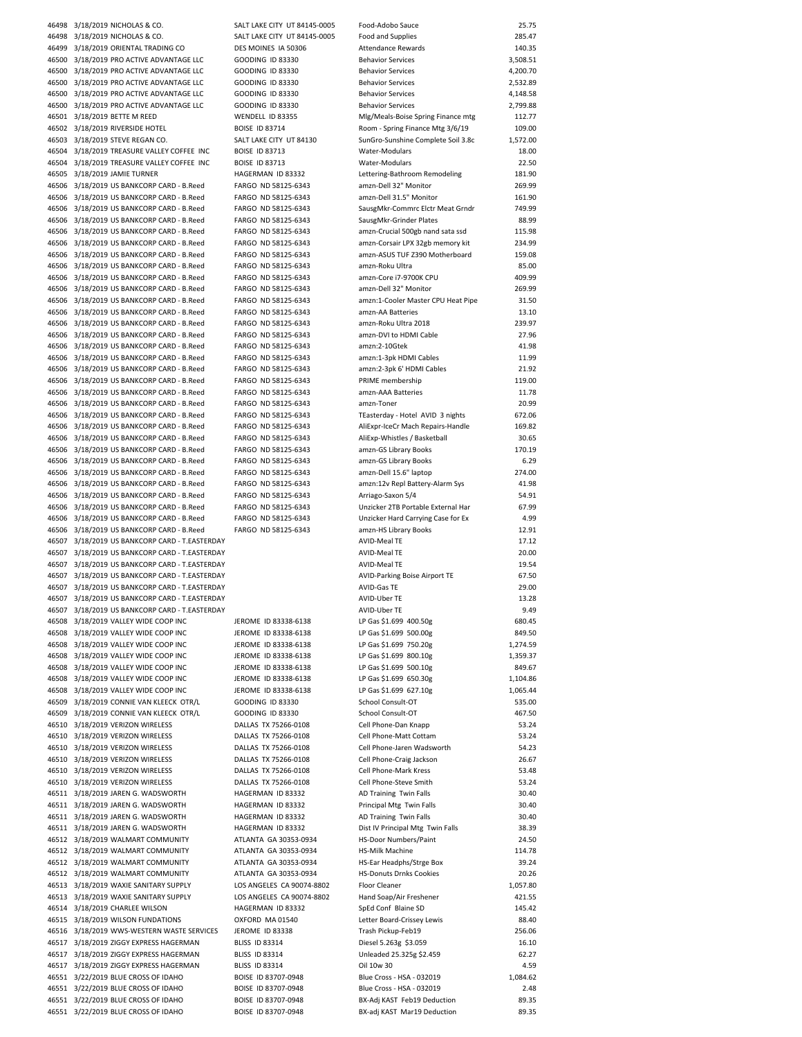| | | | | | |
|---|---|---|---|---|---|
| 46498 | 3/18/2019 | NICHOLAS & CO. | SALT LAKE CITY UT 84145-0005 | Food-Adobo Sauce | 25.75 |
| 46498 | 3/18/2019 | NICHOLAS & CO. | SALT LAKE CITY UT 84145-0005 | Food and Supplies | 285.47 |
| 46499 | 3/18/2019 | ORIENTAL TRADING CO | DES MOINES IA 50306 | Attendance Rewards | 140.35 |
| 46500 | 3/18/2019 | PRO ACTIVE ADVANTAGE LLC | GOODING ID 83330 | Behavior Services | 3,508.51 |
| 46500 | 3/18/2019 | PRO ACTIVE ADVANTAGE LLC | GOODING ID 83330 | Behavior Services | 4,200.70 |
| 46500 | 3/18/2019 | PRO ACTIVE ADVANTAGE LLC | GOODING ID 83330 | Behavior Services | 2,532.89 |
| 46500 | 3/18/2019 | PRO ACTIVE ADVANTAGE LLC | GOODING ID 83330 | Behavior Services | 4,148.58 |
| 46500 | 3/18/2019 | PRO ACTIVE ADVANTAGE LLC | GOODING ID 83330 | Behavior Services | 2,799.88 |
| 46501 | 3/18/2019 | BETTE M REED | WENDELL ID 83355 | Mlg/Meals-Boise Spring Finance mtg | 112.77 |
| 46502 | 3/18/2019 | RIVERSIDE HOTEL | BOISE ID 83714 | Room - Spring Finance Mtg 3/6/19 | 109.00 |
| 46503 | 3/18/2019 | STEVE REGAN CO. | SALT LAKE CITY UT 84130 | SunGro-Sunshine Complete Soil 3.8c | 1,572.00 |
| 46504 | 3/18/2019 | TREASURE VALLEY COFFEE INC | BOISE ID 83713 | Water-Modulars | 18.00 |
| 46504 | 3/18/2019 | TREASURE VALLEY COFFEE INC | BOISE ID 83713 | Water-Modulars | 22.50 |
| 46505 | 3/18/2019 | JAMIE TURNER | HAGERMAN ID 83332 | Lettering-Bathroom Remodeling | 181.90 |
| 46506 | 3/18/2019 | US BANKCORP CARD - B.Reed | FARGO ND 58125-6343 | amzn-Dell 32" Monitor | 269.99 |
| 46506 | 3/18/2019 | US BANKCORP CARD - B.Reed | FARGO ND 58125-6343 | amzn-Dell 31.5" Monitor | 161.90 |
| 46506 | 3/18/2019 | US BANKCORP CARD - B.Reed | FARGO ND 58125-6343 | SausgMkr-Commrc Elctr Meat Grndr | 749.99 |
| 46506 | 3/18/2019 | US BANKCORP CARD - B.Reed | FARGO ND 58125-6343 | SausgMkr-Grinder Plates | 88.99 |
| 46506 | 3/18/2019 | US BANKCORP CARD - B.Reed | FARGO ND 58125-6343 | amzn-Crucial 500gb nand sata ssd | 115.98 |
| 46506 | 3/18/2019 | US BANKCORP CARD - B.Reed | FARGO ND 58125-6343 | amzn-Corsair LPX 32gb memory kit | 234.99 |
| 46506 | 3/18/2019 | US BANKCORP CARD - B.Reed | FARGO ND 58125-6343 | amzn-ASUS TUF Z390 Motherboard | 159.08 |
| 46506 | 3/18/2019 | US BANKCORP CARD - B.Reed | FARGO ND 58125-6343 | amzn-Roku Ultra | 85.00 |
| 46506 | 3/18/2019 | US BANKCORP CARD - B.Reed | FARGO ND 58125-6343 | amzn-Core i7-9700K CPU | 409.99 |
| 46506 | 3/18/2019 | US BANKCORP CARD - B.Reed | FARGO ND 58125-6343 | amzn-Dell 32" Monitor | 269.99 |
| 46506 | 3/18/2019 | US BANKCORP CARD - B.Reed | FARGO ND 58125-6343 | amzn:1-Cooler Master CPU Heat Pipe | 31.50 |
| 46506 | 3/18/2019 | US BANKCORP CARD - B.Reed | FARGO ND 58125-6343 | amzn-AA Batteries | 13.10 |
| 46506 | 3/18/2019 | US BANKCORP CARD - B.Reed | FARGO ND 58125-6343 | amzn-Roku Ultra 2018 | 239.97 |
| 46506 | 3/18/2019 | US BANKCORP CARD - B.Reed | FARGO ND 58125-6343 | amzn-DVI to HDMI Cable | 27.96 |
| 46506 | 3/18/2019 | US BANKCORP CARD - B.Reed | FARGO ND 58125-6343 | amzn:2-10Gtek | 41.98 |
| 46506 | 3/18/2019 | US BANKCORP CARD - B.Reed | FARGO ND 58125-6343 | amzn:1-3pk HDMI Cables | 11.99 |
| 46506 | 3/18/2019 | US BANKCORP CARD - B.Reed | FARGO ND 58125-6343 | amzn:2-3pk 6' HDMI Cables | 21.92 |
| 46506 | 3/18/2019 | US BANKCORP CARD - B.Reed | FARGO ND 58125-6343 | PRIME membership | 119.00 |
| 46506 | 3/18/2019 | US BANKCORP CARD - B.Reed | FARGO ND 58125-6343 | amzn-AAA Batteries | 11.78 |
| 46506 | 3/18/2019 | US BANKCORP CARD - B.Reed | FARGO ND 58125-6343 | amzn-Toner | 20.99 |
| 46506 | 3/18/2019 | US BANKCORP CARD - B.Reed | FARGO ND 58125-6343 | TEasterday - Hotel AVID 3 nights | 672.06 |
| 46506 | 3/18/2019 | US BANKCORP CARD - B.Reed | FARGO ND 58125-6343 | AliExpr-IceCr Mach Repairs-Handle | 169.82 |
| 46506 | 3/18/2019 | US BANKCORP CARD - B.Reed | FARGO ND 58125-6343 | AliExp-Whistles / Basketball | 30.65 |
| 46506 | 3/18/2019 | US BANKCORP CARD - B.Reed | FARGO ND 58125-6343 | amzn-GS Library Books | 170.19 |
| 46506 | 3/18/2019 | US BANKCORP CARD - B.Reed | FARGO ND 58125-6343 | amzn-GS Library Books | 6.29 |
| 46506 | 3/18/2019 | US BANKCORP CARD - B.Reed | FARGO ND 58125-6343 | amzn-Dell 15.6" laptop | 274.00 |
| 46506 | 3/18/2019 | US BANKCORP CARD - B.Reed | FARGO ND 58125-6343 | amzn:12v Repl Battery-Alarm Sys | 41.98 |
| 46506 | 3/18/2019 | US BANKCORP CARD - B.Reed | FARGO ND 58125-6343 | Arriago-Saxon 5/4 | 54.91 |
| 46506 | 3/18/2019 | US BANKCORP CARD - B.Reed | FARGO ND 58125-6343 | Unzicker 2TB Portable External Har | 67.99 |
| 46506 | 3/18/2019 | US BANKCORP CARD - B.Reed | FARGO ND 58125-6343 | Unzicker Hard Carrying Case for Ex | 4.99 |
| 46506 | 3/18/2019 | US BANKCORP CARD - B.Reed | FARGO ND 58125-6343 | amzn-HS Library Books | 12.91 |
| 46507 | 3/18/2019 | US BANKCORP CARD - T.EASTERDAY | | AVID-Meal TE | 17.12 |
| 46507 | 3/18/2019 | US BANKCORP CARD - T.EASTERDAY | | AVID-Meal TE | 20.00 |
| 46507 | 3/18/2019 | US BANKCORP CARD - T.EASTERDAY | | AVID-Meal TE | 19.54 |
| 46507 | 3/18/2019 | US BANKCORP CARD - T.EASTERDAY | | AVID-Parking Boise Airport TE | 67.50 |
| 46507 | 3/18/2019 | US BANKCORP CARD - T.EASTERDAY | | AVID-Gas TE | 29.00 |
| 46507 | 3/18/2019 | US BANKCORP CARD - T.EASTERDAY | | AVID-Uber TE | 13.28 |
| 46507 | 3/18/2019 | US BANKCORP CARD - T.EASTERDAY | | AVID-Uber TE | 9.49 |
| 46508 | 3/18/2019 | VALLEY WIDE COOP INC | JEROME ID 83338-6138 | LP Gas $1.699 400.50g | 680.45 |
| 46508 | 3/18/2019 | VALLEY WIDE COOP INC | JEROME ID 83338-6138 | LP Gas $1.699 500.00g | 849.50 |
| 46508 | 3/18/2019 | VALLEY WIDE COOP INC | JEROME ID 83338-6138 | LP Gas $1.699 750.20g | 1,274.59 |
| 46508 | 3/18/2019 | VALLEY WIDE COOP INC | JEROME ID 83338-6138 | LP Gas $1.699 800.10g | 1,359.37 |
| 46508 | 3/18/2019 | VALLEY WIDE COOP INC | JEROME ID 83338-6138 | LP Gas $1.699 500.10g | 849.67 |
| 46508 | 3/18/2019 | VALLEY WIDE COOP INC | JEROME ID 83338-6138 | LP Gas $1.699 650.30g | 1,104.86 |
| 46508 | 3/18/2019 | VALLEY WIDE COOP INC | JEROME ID 83338-6138 | LP Gas $1.699 627.10g | 1,065.44 |
| 46509 | 3/18/2019 | CONNIE VAN KLEECK OTR/L | GOODING ID 83330 | School Consult-OT | 535.00 |
| 46509 | 3/18/2019 | CONNIE VAN KLEECK OTR/L | GOODING ID 83330 | School Consult-OT | 467.50 |
| 46510 | 3/18/2019 | VERIZON WIRELESS | DALLAS TX 75266-0108 | Cell Phone-Dan Knapp | 53.24 |
| 46510 | 3/18/2019 | VERIZON WIRELESS | DALLAS TX 75266-0108 | Cell Phone-Matt Cottam | 53.24 |
| 46510 | 3/18/2019 | VERIZON WIRELESS | DALLAS TX 75266-0108 | Cell Phone-Jaren Wadsworth | 54.23 |
| 46510 | 3/18/2019 | VERIZON WIRELESS | DALLAS TX 75266-0108 | Cell Phone-Craig Jackson | 26.67 |
| 46510 | 3/18/2019 | VERIZON WIRELESS | DALLAS TX 75266-0108 | Cell Phone-Mark Kress | 53.48 |
| 46510 | 3/18/2019 | VERIZON WIRELESS | DALLAS TX 75266-0108 | Cell Phone-Steve Smith | 53.24 |
| 46511 | 3/18/2019 | JAREN G. WADSWORTH | HAGERMAN ID 83332 | AD Training Twin Falls | 30.40 |
| 46511 | 3/18/2019 | JAREN G. WADSWORTH | HAGERMAN ID 83332 | Principal Mtg Twin Falls | 30.40 |
| 46511 | 3/18/2019 | JAREN G. WADSWORTH | HAGERMAN ID 83332 | AD Training Twin Falls | 30.40 |
| 46511 | 3/18/2019 | JAREN G. WADSWORTH | HAGERMAN ID 83332 | Dist IV Principal Mtg Twin Falls | 38.39 |
| 46512 | 3/18/2019 | WALMART COMMUNITY | ATLANTA GA 30353-0934 | HS-Door Numbers/Paint | 24.50 |
| 46512 | 3/18/2019 | WALMART COMMUNITY | ATLANTA GA 30353-0934 | HS-Milk Machine | 114.78 |
| 46512 | 3/18/2019 | WALMART COMMUNITY | ATLANTA GA 30353-0934 | HS-Ear Headphs/Strge Box | 39.24 |
| 46512 | 3/18/2019 | WALMART COMMUNITY | ATLANTA GA 30353-0934 | HS-Donuts Drnks Cookies | 20.26 |
| 46513 | 3/18/2019 | WAXIE SANITARY SUPPLY | LOS ANGELES CA 90074-8802 | Floor Cleaner | 1,057.80 |
| 46513 | 3/18/2019 | WAXIE SANITARY SUPPLY | LOS ANGELES CA 90074-8802 | Hand Soap/Air Freshener | 421.55 |
| 46514 | 3/18/2019 | CHARLEE WILSON | HAGERMAN ID 83332 | SpEd Conf Blaine SD | 145.42 |
| 46515 | 3/18/2019 | WILSON FUNDATIONS | OXFORD MA 01540 | Letter Board-Crissey Lewis | 88.40 |
| 46516 | 3/18/2019 | WWS-WESTERN WASTE SERVICES | JEROME ID 83338 | Trash Pickup-Feb19 | 256.06 |
| 46517 | 3/18/2019 | ZIGGY EXPRESS HAGERMAN | BLISS ID 83314 | Diesel 5.263g $3.059 | 16.10 |
| 46517 | 3/18/2019 | ZIGGY EXPRESS HAGERMAN | BLISS ID 83314 | Unleaded 25.325g $2.459 | 62.27 |
| 46517 | 3/18/2019 | ZIGGY EXPRESS HAGERMAN | BLISS ID 83314 | Oil 10w 30 | 4.59 |
| 46551 | 3/22/2019 | BLUE CROSS OF IDAHO | BOISE ID 83707-0948 | Blue Cross - HSA - 032019 | 1,084.62 |
| 46551 | 3/22/2019 | BLUE CROSS OF IDAHO | BOISE ID 83707-0948 | Blue Cross - HSA - 032019 | 2.48 |
| 46551 | 3/22/2019 | BLUE CROSS OF IDAHO | BOISE ID 83707-0948 | BX-Adj KAST Feb19 Deduction | 89.35 |
| 46551 | 3/22/2019 | BLUE CROSS OF IDAHO | BOISE ID 83707-0948 | BX-adj KAST Mar19 Deduction | 89.35 |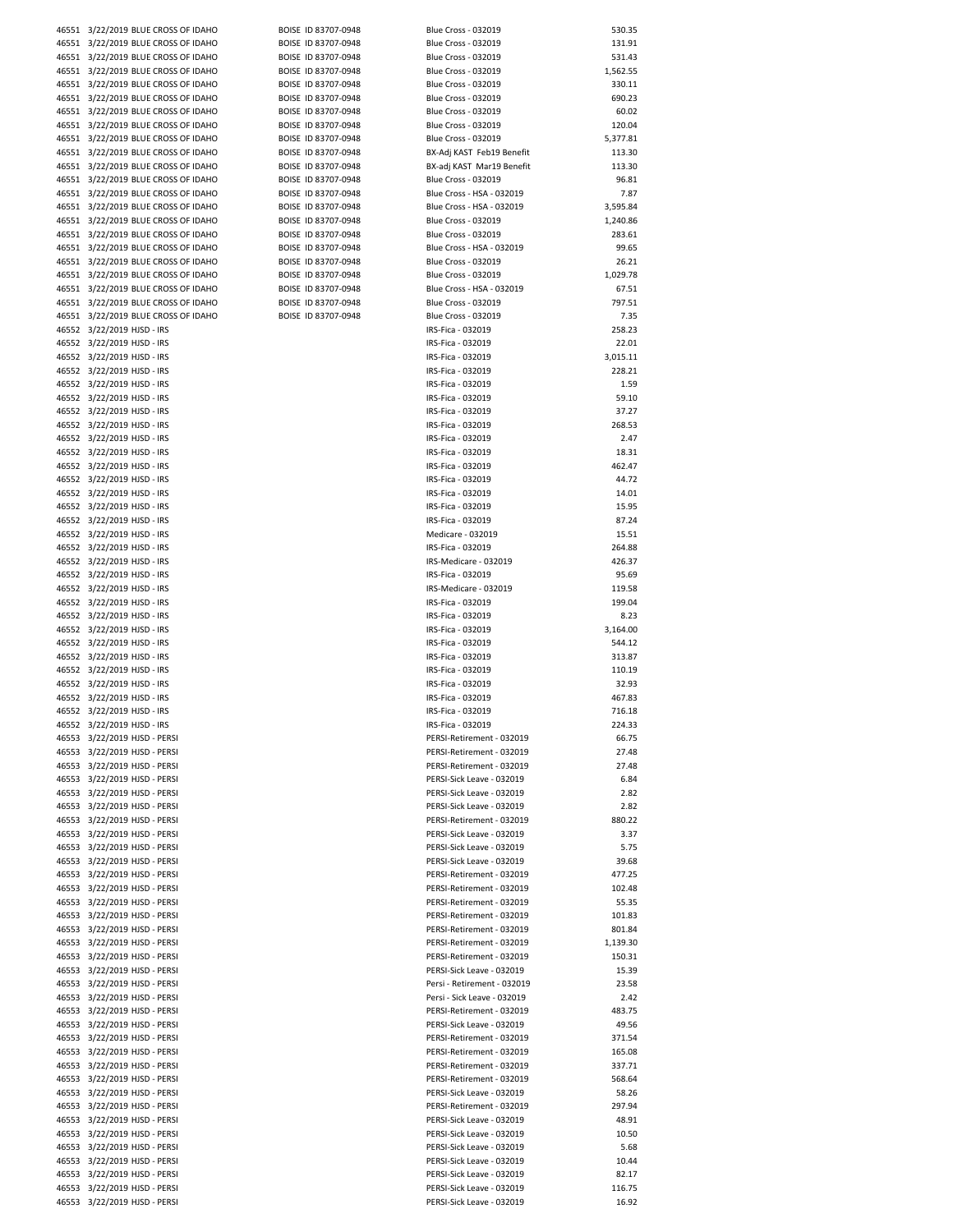| | | | | | |
|---|---|---|---|---|---|
| 46551 | 3/22/2019 | BLUE CROSS OF IDAHO | BOISE ID 83707-0948 | Blue Cross - 032019 | 530.35 |
| 46551 | 3/22/2019 | BLUE CROSS OF IDAHO | BOISE ID 83707-0948 | Blue Cross - 032019 | 131.91 |
| 46551 | 3/22/2019 | BLUE CROSS OF IDAHO | BOISE ID 83707-0948 | Blue Cross - 032019 | 531.43 |
| 46551 | 3/22/2019 | BLUE CROSS OF IDAHO | BOISE ID 83707-0948 | Blue Cross - 032019 | 1,562.55 |
| 46551 | 3/22/2019 | BLUE CROSS OF IDAHO | BOISE ID 83707-0948 | Blue Cross - 032019 | 330.11 |
| 46551 | 3/22/2019 | BLUE CROSS OF IDAHO | BOISE ID 83707-0948 | Blue Cross - 032019 | 690.23 |
| 46551 | 3/22/2019 | BLUE CROSS OF IDAHO | BOISE ID 83707-0948 | Blue Cross - 032019 | 60.02 |
| 46551 | 3/22/2019 | BLUE CROSS OF IDAHO | BOISE ID 83707-0948 | Blue Cross - 032019 | 120.04 |
| 46551 | 3/22/2019 | BLUE CROSS OF IDAHO | BOISE ID 83707-0948 | Blue Cross - 032019 | 5,377.81 |
| 46551 | 3/22/2019 | BLUE CROSS OF IDAHO | BOISE ID 83707-0948 | BX-Adj KAST Feb19 Benefit | 113.30 |
| 46551 | 3/22/2019 | BLUE CROSS OF IDAHO | BOISE ID 83707-0948 | BX-adj KAST Mar19 Benefit | 113.30 |
| 46551 | 3/22/2019 | BLUE CROSS OF IDAHO | BOISE ID 83707-0948 | Blue Cross - 032019 | 96.81 |
| 46551 | 3/22/2019 | BLUE CROSS OF IDAHO | BOISE ID 83707-0948 | Blue Cross - HSA - 032019 | 7.87 |
| 46551 | 3/22/2019 | BLUE CROSS OF IDAHO | BOISE ID 83707-0948 | Blue Cross - HSA - 032019 | 3,595.84 |
| 46551 | 3/22/2019 | BLUE CROSS OF IDAHO | BOISE ID 83707-0948 | Blue Cross - 032019 | 1,240.86 |
| 46551 | 3/22/2019 | BLUE CROSS OF IDAHO | BOISE ID 83707-0948 | Blue Cross - 032019 | 283.61 |
| 46551 | 3/22/2019 | BLUE CROSS OF IDAHO | BOISE ID 83707-0948 | Blue Cross - HSA - 032019 | 99.65 |
| 46551 | 3/22/2019 | BLUE CROSS OF IDAHO | BOISE ID 83707-0948 | Blue Cross - 032019 | 26.21 |
| 46551 | 3/22/2019 | BLUE CROSS OF IDAHO | BOISE ID 83707-0948 | Blue Cross - 032019 | 1,029.78 |
| 46551 | 3/22/2019 | BLUE CROSS OF IDAHO | BOISE ID 83707-0948 | Blue Cross - HSA - 032019 | 67.51 |
| 46551 | 3/22/2019 | BLUE CROSS OF IDAHO | BOISE ID 83707-0948 | Blue Cross - 032019 | 797.51 |
| 46551 | 3/22/2019 | BLUE CROSS OF IDAHO | BOISE ID 83707-0948 | Blue Cross - 032019 | 7.35 |
| 46552 | 3/22/2019 | HJSD - IRS | | IRS-Fica - 032019 | 258.23 |
| 46552 | 3/22/2019 | HJSD - IRS | | IRS-Fica - 032019 | 22.01 |
| 46552 | 3/22/2019 | HJSD - IRS | | IRS-Fica - 032019 | 3,015.11 |
| 46552 | 3/22/2019 | HJSD - IRS | | IRS-Fica - 032019 | 228.21 |
| 46552 | 3/22/2019 | HJSD - IRS | | IRS-Fica - 032019 | 1.59 |
| 46552 | 3/22/2019 | HJSD - IRS | | IRS-Fica - 032019 | 59.10 |
| 46552 | 3/22/2019 | HJSD - IRS | | IRS-Fica - 032019 | 37.27 |
| 46552 | 3/22/2019 | HJSD - IRS | | IRS-Fica - 032019 | 268.53 |
| 46552 | 3/22/2019 | HJSD - IRS | | IRS-Fica - 032019 | 2.47 |
| 46552 | 3/22/2019 | HJSD - IRS | | IRS-Fica - 032019 | 18.31 |
| 46552 | 3/22/2019 | HJSD - IRS | | IRS-Fica - 032019 | 462.47 |
| 46552 | 3/22/2019 | HJSD - IRS | | IRS-Fica - 032019 | 44.72 |
| 46552 | 3/22/2019 | HJSD - IRS | | IRS-Fica - 032019 | 14.01 |
| 46552 | 3/22/2019 | HJSD - IRS | | IRS-Fica - 032019 | 15.95 |
| 46552 | 3/22/2019 | HJSD - IRS | | IRS-Fica - 032019 | 87.24 |
| 46552 | 3/22/2019 | HJSD - IRS | | Medicare - 032019 | 15.51 |
| 46552 | 3/22/2019 | HJSD - IRS | | IRS-Fica - 032019 | 264.88 |
| 46552 | 3/22/2019 | HJSD - IRS | | IRS-Medicare - 032019 | 426.37 |
| 46552 | 3/22/2019 | HJSD - IRS | | IRS-Fica - 032019 | 95.69 |
| 46552 | 3/22/2019 | HJSD - IRS | | IRS-Medicare - 032019 | 119.58 |
| 46552 | 3/22/2019 | HJSD - IRS | | IRS-Fica - 032019 | 199.04 |
| 46552 | 3/22/2019 | HJSD - IRS | | IRS-Fica - 032019 | 8.23 |
| 46552 | 3/22/2019 | HJSD - IRS | | IRS-Fica - 032019 | 3,164.00 |
| 46552 | 3/22/2019 | HJSD - IRS | | IRS-Fica - 032019 | 544.12 |
| 46552 | 3/22/2019 | HJSD - IRS | | IRS-Fica - 032019 | 313.87 |
| 46552 | 3/22/2019 | HJSD - IRS | | IRS-Fica - 032019 | 110.19 |
| 46552 | 3/22/2019 | HJSD - IRS | | IRS-Fica - 032019 | 32.93 |
| 46552 | 3/22/2019 | HJSD - IRS | | IRS-Fica - 032019 | 467.83 |
| 46552 | 3/22/2019 | HJSD - IRS | | IRS-Fica - 032019 | 716.18 |
| 46552 | 3/22/2019 | HJSD - IRS | | IRS-Fica - 032019 | 224.33 |
| 46553 | 3/22/2019 | HJSD - PERSI | | PERSI-Retirement - 032019 | 66.75 |
| 46553 | 3/22/2019 | HJSD - PERSI | | PERSI-Retirement - 032019 | 27.48 |
| 46553 | 3/22/2019 | HJSD - PERSI | | PERSI-Retirement - 032019 | 27.48 |
| 46553 | 3/22/2019 | HJSD - PERSI | | PERSI-Sick Leave - 032019 | 6.84 |
| 46553 | 3/22/2019 | HJSD - PERSI | | PERSI-Sick Leave - 032019 | 2.82 |
| 46553 | 3/22/2019 | HJSD - PERSI | | PERSI-Sick Leave - 032019 | 2.82 |
| 46553 | 3/22/2019 | HJSD - PERSI | | PERSI-Retirement - 032019 | 880.22 |
| 46553 | 3/22/2019 | HJSD - PERSI | | PERSI-Sick Leave - 032019 | 3.37 |
| 46553 | 3/22/2019 | HJSD - PERSI | | PERSI-Sick Leave - 032019 | 5.75 |
| 46553 | 3/22/2019 | HJSD - PERSI | | PERSI-Sick Leave - 032019 | 39.68 |
| 46553 | 3/22/2019 | HJSD - PERSI | | PERSI-Retirement - 032019 | 477.25 |
| 46553 | 3/22/2019 | HJSD - PERSI | | PERSI-Retirement - 032019 | 102.48 |
| 46553 | 3/22/2019 | HJSD - PERSI | | PERSI-Retirement - 032019 | 55.35 |
| 46553 | 3/22/2019 | HJSD - PERSI | | PERSI-Retirement - 032019 | 101.83 |
| 46553 | 3/22/2019 | HJSD - PERSI | | PERSI-Retirement - 032019 | 801.84 |
| 46553 | 3/22/2019 | HJSD - PERSI | | PERSI-Retirement - 032019 | 1,139.30 |
| 46553 | 3/22/2019 | HJSD - PERSI | | PERSI-Retirement - 032019 | 150.31 |
| 46553 | 3/22/2019 | HJSD - PERSI | | PERSI-Sick Leave - 032019 | 15.39 |
| 46553 | 3/22/2019 | HJSD - PERSI | | Persi - Retirement - 032019 | 23.58 |
| 46553 | 3/22/2019 | HJSD - PERSI | | Persi - Sick Leave - 032019 | 2.42 |
| 46553 | 3/22/2019 | HJSD - PERSI | | PERSI-Retirement - 032019 | 483.75 |
| 46553 | 3/22/2019 | HJSD - PERSI | | PERSI-Sick Leave - 032019 | 49.56 |
| 46553 | 3/22/2019 | HJSD - PERSI | | PERSI-Retirement - 032019 | 371.54 |
| 46553 | 3/22/2019 | HJSD - PERSI | | PERSI-Retirement - 032019 | 165.08 |
| 46553 | 3/22/2019 | HJSD - PERSI | | PERSI-Retirement - 032019 | 337.71 |
| 46553 | 3/22/2019 | HJSD - PERSI | | PERSI-Retirement - 032019 | 568.64 |
| 46553 | 3/22/2019 | HJSD - PERSI | | PERSI-Sick Leave - 032019 | 58.26 |
| 46553 | 3/22/2019 | HJSD - PERSI | | PERSI-Retirement - 032019 | 297.94 |
| 46553 | 3/22/2019 | HJSD - PERSI | | PERSI-Sick Leave - 032019 | 48.91 |
| 46553 | 3/22/2019 | HJSD - PERSI | | PERSI-Sick Leave - 032019 | 10.50 |
| 46553 | 3/22/2019 | HJSD - PERSI | | PERSI-Sick Leave - 032019 | 5.68 |
| 46553 | 3/22/2019 | HJSD - PERSI | | PERSI-Sick Leave - 032019 | 10.44 |
| 46553 | 3/22/2019 | HJSD - PERSI | | PERSI-Sick Leave - 032019 | 82.17 |
| 46553 | 3/22/2019 | HJSD - PERSI | | PERSI-Sick Leave - 032019 | 116.75 |
| 46553 | 3/22/2019 | HJSD - PERSI | | PERSI-Sick Leave - 032019 | 16.92 |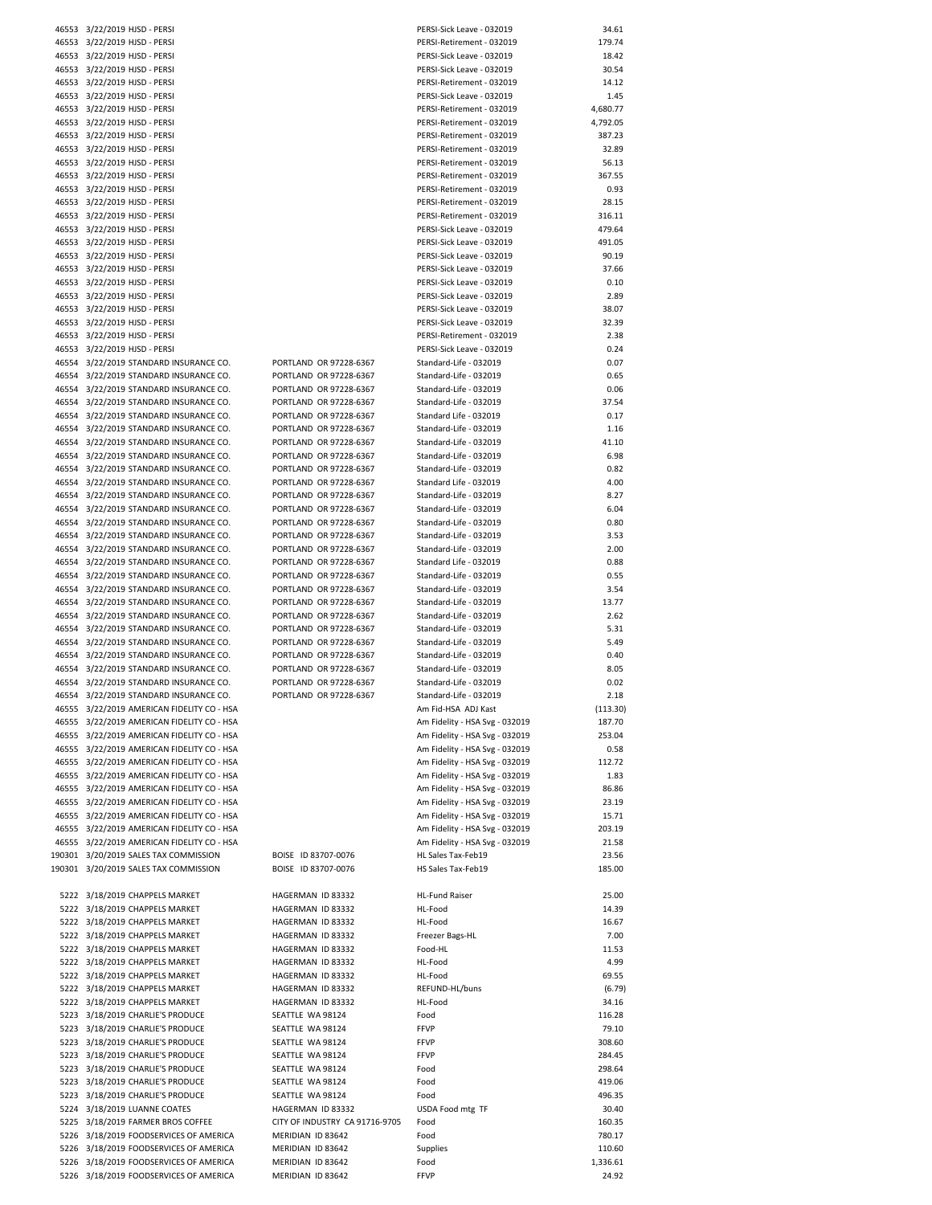| | | | | |
|---|---|---|---|---|
| 46553 | 3/22/2019 HJSD - PERSI | | PERSI-Sick Leave - 032019 | 34.61 |
| 46553 | 3/22/2019 HJSD - PERSI | | PERSI-Retirement - 032019 | 179.74 |
| 46553 | 3/22/2019 HJSD - PERSI | | PERSI-Sick Leave - 032019 | 18.42 |
| 46553 | 3/22/2019 HJSD - PERSI | | PERSI-Sick Leave - 032019 | 30.54 |
| 46553 | 3/22/2019 HJSD - PERSI | | PERSI-Retirement - 032019 | 14.12 |
| 46553 | 3/22/2019 HJSD - PERSI | | PERSI-Sick Leave - 032019 | 1.45 |
| 46553 | 3/22/2019 HJSD - PERSI | | PERSI-Retirement - 032019 | 4,680.77 |
| 46553 | 3/22/2019 HJSD - PERSI | | PERSI-Retirement - 032019 | 4,792.05 |
| 46553 | 3/22/2019 HJSD - PERSI | | PERSI-Retirement - 032019 | 387.23 |
| 46553 | 3/22/2019 HJSD - PERSI | | PERSI-Retirement - 032019 | 32.89 |
| 46553 | 3/22/2019 HJSD - PERSI | | PERSI-Retirement - 032019 | 56.13 |
| 46553 | 3/22/2019 HJSD - PERSI | | PERSI-Retirement - 032019 | 367.55 |
| 46553 | 3/22/2019 HJSD - PERSI | | PERSI-Retirement - 032019 | 0.93 |
| 46553 | 3/22/2019 HJSD - PERSI | | PERSI-Retirement - 032019 | 28.15 |
| 46553 | 3/22/2019 HJSD - PERSI | | PERSI-Retirement - 032019 | 316.11 |
| 46553 | 3/22/2019 HJSD - PERSI | | PERSI-Sick Leave - 032019 | 479.64 |
| 46553 | 3/22/2019 HJSD - PERSI | | PERSI-Sick Leave - 032019 | 491.05 |
| 46553 | 3/22/2019 HJSD - PERSI | | PERSI-Sick Leave - 032019 | 90.19 |
| 46553 | 3/22/2019 HJSD - PERSI | | PERSI-Sick Leave - 032019 | 37.66 |
| 46553 | 3/22/2019 HJSD - PERSI | | PERSI-Sick Leave - 032019 | 0.10 |
| 46553 | 3/22/2019 HJSD - PERSI | | PERSI-Sick Leave - 032019 | 2.89 |
| 46553 | 3/22/2019 HJSD - PERSI | | PERSI-Sick Leave - 032019 | 38.07 |
| 46553 | 3/22/2019 HJSD - PERSI | | PERSI-Sick Leave - 032019 | 32.39 |
| 46553 | 3/22/2019 HJSD - PERSI | | PERSI-Retirement - 032019 | 2.38 |
| 46553 | 3/22/2019 HJSD - PERSI | | PERSI-Sick Leave - 032019 | 0.24 |
| 46554 | 3/22/2019 STANDARD INSURANCE CO. | PORTLAND OR 97228-6367 | Standard-Life - 032019 | 0.07 |
| 46554 | 3/22/2019 STANDARD INSURANCE CO. | PORTLAND OR 97228-6367 | Standard-Life - 032019 | 0.65 |
| 46554 | 3/22/2019 STANDARD INSURANCE CO. | PORTLAND OR 97228-6367 | Standard-Life - 032019 | 0.06 |
| 46554 | 3/22/2019 STANDARD INSURANCE CO. | PORTLAND OR 97228-6367 | Standard-Life - 032019 | 37.54 |
| 46554 | 3/22/2019 STANDARD INSURANCE CO. | PORTLAND OR 97228-6367 | Standard Life - 032019 | 0.17 |
| 46554 | 3/22/2019 STANDARD INSURANCE CO. | PORTLAND OR 97228-6367 | Standard-Life - 032019 | 1.16 |
| 46554 | 3/22/2019 STANDARD INSURANCE CO. | PORTLAND OR 97228-6367 | Standard-Life - 032019 | 41.10 |
| 46554 | 3/22/2019 STANDARD INSURANCE CO. | PORTLAND OR 97228-6367 | Standard-Life - 032019 | 6.98 |
| 46554 | 3/22/2019 STANDARD INSURANCE CO. | PORTLAND OR 97228-6367 | Standard-Life - 032019 | 0.82 |
| 46554 | 3/22/2019 STANDARD INSURANCE CO. | PORTLAND OR 97228-6367 | Standard Life - 032019 | 4.00 |
| 46554 | 3/22/2019 STANDARD INSURANCE CO. | PORTLAND OR 97228-6367 | Standard-Life - 032019 | 8.27 |
| 46554 | 3/22/2019 STANDARD INSURANCE CO. | PORTLAND OR 97228-6367 | Standard-Life - 032019 | 6.04 |
| 46554 | 3/22/2019 STANDARD INSURANCE CO. | PORTLAND OR 97228-6367 | Standard-Life - 032019 | 0.80 |
| 46554 | 3/22/2019 STANDARD INSURANCE CO. | PORTLAND OR 97228-6367 | Standard-Life - 032019 | 3.53 |
| 46554 | 3/22/2019 STANDARD INSURANCE CO. | PORTLAND OR 97228-6367 | Standard-Life - 032019 | 2.00 |
| 46554 | 3/22/2019 STANDARD INSURANCE CO. | PORTLAND OR 97228-6367 | Standard Life - 032019 | 0.88 |
| 46554 | 3/22/2019 STANDARD INSURANCE CO. | PORTLAND OR 97228-6367 | Standard-Life - 032019 | 0.55 |
| 46554 | 3/22/2019 STANDARD INSURANCE CO. | PORTLAND OR 97228-6367 | Standard-Life - 032019 | 3.54 |
| 46554 | 3/22/2019 STANDARD INSURANCE CO. | PORTLAND OR 97228-6367 | Standard-Life - 032019 | 13.77 |
| 46554 | 3/22/2019 STANDARD INSURANCE CO. | PORTLAND OR 97228-6367 | Standard-Life - 032019 | 2.62 |
| 46554 | 3/22/2019 STANDARD INSURANCE CO. | PORTLAND OR 97228-6367 | Standard-Life - 032019 | 5.31 |
| 46554 | 3/22/2019 STANDARD INSURANCE CO. | PORTLAND OR 97228-6367 | Standard-Life - 032019 | 5.49 |
| 46554 | 3/22/2019 STANDARD INSURANCE CO. | PORTLAND OR 97228-6367 | Standard-Life - 032019 | 0.40 |
| 46554 | 3/22/2019 STANDARD INSURANCE CO. | PORTLAND OR 97228-6367 | Standard-Life - 032019 | 8.05 |
| 46554 | 3/22/2019 STANDARD INSURANCE CO. | PORTLAND OR 97228-6367 | Standard-Life - 032019 | 0.02 |
| 46554 | 3/22/2019 STANDARD INSURANCE CO. | PORTLAND OR 97228-6367 | Standard-Life - 032019 | 2.18 |
| 46555 | 3/22/2019 AMERICAN FIDELITY CO - HSA | | Am Fid-HSA ADJ Kast | (113.30) |
| 46555 | 3/22/2019 AMERICAN FIDELITY CO - HSA | | Am Fidelity - HSA Svg - 032019 | 187.70 |
| 46555 | 3/22/2019 AMERICAN FIDELITY CO - HSA | | Am Fidelity - HSA Svg - 032019 | 253.04 |
| 46555 | 3/22/2019 AMERICAN FIDELITY CO - HSA | | Am Fidelity - HSA Svg - 032019 | 0.58 |
| 46555 | 3/22/2019 AMERICAN FIDELITY CO - HSA | | Am Fidelity - HSA Svg - 032019 | 112.72 |
| 46555 | 3/22/2019 AMERICAN FIDELITY CO - HSA | | Am Fidelity - HSA Svg - 032019 | 1.83 |
| 46555 | 3/22/2019 AMERICAN FIDELITY CO - HSA | | Am Fidelity - HSA Svg - 032019 | 86.86 |
| 46555 | 3/22/2019 AMERICAN FIDELITY CO - HSA | | Am Fidelity - HSA Svg - 032019 | 23.19 |
| 46555 | 3/22/2019 AMERICAN FIDELITY CO - HSA | | Am Fidelity - HSA Svg - 032019 | 15.71 |
| 46555 | 3/22/2019 AMERICAN FIDELITY CO - HSA | | Am Fidelity - HSA Svg - 032019 | 203.19 |
| 46555 | 3/22/2019 AMERICAN FIDELITY CO - HSA | | Am Fidelity - HSA Svg - 032019 | 21.58 |
| 190301 | 3/20/2019 SALES TAX COMMISSION | BOISE ID 83707-0076 | HL Sales Tax-Feb19 | 23.56 |
| 190301 | 3/20/2019 SALES TAX COMMISSION | BOISE ID 83707-0076 | HS Sales Tax-Feb19 | 185.00 |
| | | | | |
| 5222 | 3/18/2019 CHAPPELS MARKET | HAGERMAN ID 83332 | HL-Fund Raiser | 25.00 |
| 5222 | 3/18/2019 CHAPPELS MARKET | HAGERMAN ID 83332 | HL-Food | 14.39 |
| 5222 | 3/18/2019 CHAPPELS MARKET | HAGERMAN ID 83332 | HL-Food | 16.67 |
| 5222 | 3/18/2019 CHAPPELS MARKET | HAGERMAN ID 83332 | Freezer Bags-HL | 7.00 |
| 5222 | 3/18/2019 CHAPPELS MARKET | HAGERMAN ID 83332 | Food-HL | 11.53 |
| 5222 | 3/18/2019 CHAPPELS MARKET | HAGERMAN ID 83332 | HL-Food | 4.99 |
| 5222 | 3/18/2019 CHAPPELS MARKET | HAGERMAN ID 83332 | HL-Food | 69.55 |
| 5222 | 3/18/2019 CHAPPELS MARKET | HAGERMAN ID 83332 | REFUND-HL/buns | (6.79) |
| 5222 | 3/18/2019 CHAPPELS MARKET | HAGERMAN ID 83332 | HL-Food | 34.16 |
| 5223 | 3/18/2019 CHARLIE'S PRODUCE | SEATTLE WA 98124 | Food | 116.28 |
| 5223 | 3/18/2019 CHARLIE'S PRODUCE | SEATTLE WA 98124 | FFVP | 79.10 |
| 5223 | 3/18/2019 CHARLIE'S PRODUCE | SEATTLE WA 98124 | FFVP | 308.60 |
| 5223 | 3/18/2019 CHARLIE'S PRODUCE | SEATTLE WA 98124 | FFVP | 284.45 |
| 5223 | 3/18/2019 CHARLIE'S PRODUCE | SEATTLE WA 98124 | Food | 298.64 |
| 5223 | 3/18/2019 CHARLIE'S PRODUCE | SEATTLE WA 98124 | Food | 419.06 |
| 5223 | 3/18/2019 CHARLIE'S PRODUCE | SEATTLE WA 98124 | Food | 496.35 |
| 5224 | 3/18/2019 LUANNE COATES | HAGERMAN ID 83332 | USDA Food mtg TF | 30.40 |
| 5225 | 3/18/2019 FARMER BROS COFFEE | CITY OF INDUSTRY CA 91716-9705 | Food | 160.35 |
| 5226 | 3/18/2019 FOODSERVICES OF AMERICA | MERIDIAN ID 83642 | Food | 780.17 |
| 5226 | 3/18/2019 FOODSERVICES OF AMERICA | MERIDIAN ID 83642 | Supplies | 110.60 |
| 5226 | 3/18/2019 FOODSERVICES OF AMERICA | MERIDIAN ID 83642 | Food | 1,336.61 |
| 5226 | 3/18/2019 FOODSERVICES OF AMERICA | MERIDIAN ID 83642 | FFVP | 24.92 |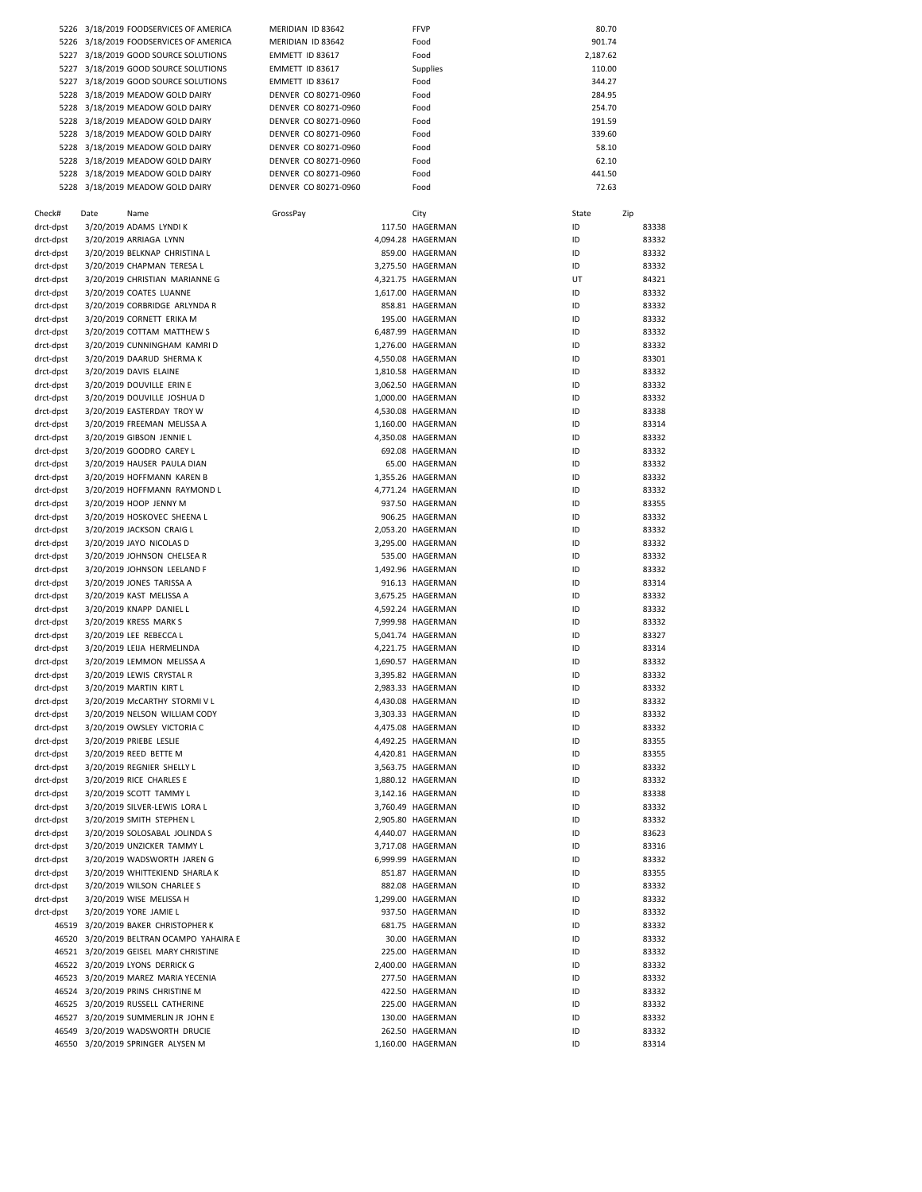| | | | | | |
|---|---|---|---|---|---|
| 5226 | 3/18/2019 | FOODSERVICES OF AMERICA | MERIDIAN ID 83642 | FFVP | 80.70 |
| 5226 | 3/18/2019 | FOODSERVICES OF AMERICA | MERIDIAN ID 83642 | Food | 901.74 |
| 5227 | 3/18/2019 | GOOD SOURCE SOLUTIONS | EMMETT ID 83617 | Food | 2,187.62 |
| 5227 | 3/18/2019 | GOOD SOURCE SOLUTIONS | EMMETT ID 83617 | Supplies | 110.00 |
| 5227 | 3/18/2019 | GOOD SOURCE SOLUTIONS | EMMETT ID 83617 | Food | 344.27 |
| 5228 | 3/18/2019 | MEADOW GOLD DAIRY | DENVER CO 80271-0960 | Food | 284.95 |
| 5228 | 3/18/2019 | MEADOW GOLD DAIRY | DENVER CO 80271-0960 | Food | 254.70 |
| 5228 | 3/18/2019 | MEADOW GOLD DAIRY | DENVER CO 80271-0960 | Food | 191.59 |
| 5228 | 3/18/2019 | MEADOW GOLD DAIRY | DENVER CO 80271-0960 | Food | 339.60 |
| 5228 | 3/18/2019 | MEADOW GOLD DAIRY | DENVER CO 80271-0960 | Food | 58.10 |
| 5228 | 3/18/2019 | MEADOW GOLD DAIRY | DENVER CO 80271-0960 | Food | 62.10 |
| 5228 | 3/18/2019 | MEADOW GOLD DAIRY | DENVER CO 80271-0960 | Food | 441.50 |
| 5228 | 3/18/2019 | MEADOW GOLD DAIRY | DENVER CO 80271-0960 | Food | 72.63 |

| Check# | Date | Name | GrossPay | City | State | Zip |
|---|---|---|---|---|---|---|
| drct-dpst | 3/20/2019 | ADAMS LYNDI K | 117.50 | HAGERMAN | ID | 83338 |
| drct-dpst | 3/20/2019 | ARRIAGA LYNN | 4,094.28 | HAGERMAN | ID | 83332 |
| drct-dpst | 3/20/2019 | BELKNAP CHRISTINA L | 859.00 | HAGERMAN | ID | 83332 |
| drct-dpst | 3/20/2019 | CHAPMAN TERESA L | 3,275.50 | HAGERMAN | ID | 83332 |
| drct-dpst | 3/20/2019 | CHRISTIAN MARIANNE G | 4,321.75 | HAGERMAN | UT | 84321 |
| drct-dpst | 3/20/2019 | COATES LUANNE | 1,617.00 | HAGERMAN | ID | 83332 |
| drct-dpst | 3/20/2019 | CORBRIDGE ARLYNDA R | 858.81 | HAGERMAN | ID | 83332 |
| drct-dpst | 3/20/2019 | CORNETT ERIKA M | 195.00 | HAGERMAN | ID | 83332 |
| drct-dpst | 3/20/2019 | COTTAM MATTHEW S | 6,487.99 | HAGERMAN | ID | 83332 |
| drct-dpst | 3/20/2019 | CUNNINGHAM KAMRI D | 1,276.00 | HAGERMAN | ID | 83332 |
| drct-dpst | 3/20/2019 | DAARUD SHERMA K | 4,550.08 | HAGERMAN | ID | 83301 |
| drct-dpst | 3/20/2019 | DAVIS ELAINE | 1,810.58 | HAGERMAN | ID | 83332 |
| drct-dpst | 3/20/2019 | DOUVILLE ERIN E | 3,062.50 | HAGERMAN | ID | 83332 |
| drct-dpst | 3/20/2019 | DOUVILLE JOSHUA D | 1,000.00 | HAGERMAN | ID | 83332 |
| drct-dpst | 3/20/2019 | EASTERDAY TROY W | 4,530.08 | HAGERMAN | ID | 83338 |
| drct-dpst | 3/20/2019 | FREEMAN MELISSA A | 1,160.00 | HAGERMAN | ID | 83314 |
| drct-dpst | 3/20/2019 | GIBSON JENNIE L | 4,350.08 | HAGERMAN | ID | 83332 |
| drct-dpst | 3/20/2019 | GOODRO CAREY L | 692.08 | HAGERMAN | ID | 83332 |
| drct-dpst | 3/20/2019 | HAUSER PAULA DIAN | 65.00 | HAGERMAN | ID | 83332 |
| drct-dpst | 3/20/2019 | HOFFMANN KAREN B | 1,355.26 | HAGERMAN | ID | 83332 |
| drct-dpst | 3/20/2019 | HOFFMANN RAYMOND L | 4,771.24 | HAGERMAN | ID | 83332 |
| drct-dpst | 3/20/2019 | HOOP JENNY M | 937.50 | HAGERMAN | ID | 83355 |
| drct-dpst | 3/20/2019 | HOSKOVEC SHEENA L | 906.25 | HAGERMAN | ID | 83332 |
| drct-dpst | 3/20/2019 | JACKSON CRAIG L | 2,053.20 | HAGERMAN | ID | 83332 |
| drct-dpst | 3/20/2019 | JAYO NICOLAS D | 3,295.00 | HAGERMAN | ID | 83332 |
| drct-dpst | 3/20/2019 | JOHNSON CHELSEA R | 535.00 | HAGERMAN | ID | 83332 |
| drct-dpst | 3/20/2019 | JOHNSON LEELAND F | 1,492.96 | HAGERMAN | ID | 83332 |
| drct-dpst | 3/20/2019 | JONES TARISSA A | 916.13 | HAGERMAN | ID | 83314 |
| drct-dpst | 3/20/2019 | KAST MELISSA A | 3,675.25 | HAGERMAN | ID | 83332 |
| drct-dpst | 3/20/2019 | KNAPP DANIEL L | 4,592.24 | HAGERMAN | ID | 83332 |
| drct-dpst | 3/20/2019 | KRESS MARK S | 7,999.98 | HAGERMAN | ID | 83332 |
| drct-dpst | 3/20/2019 | LEE REBECCA L | 5,041.74 | HAGERMAN | ID | 83327 |
| drct-dpst | 3/20/2019 | LEIJA HERMELINDA | 4,221.75 | HAGERMAN | ID | 83314 |
| drct-dpst | 3/20/2019 | LEMMON MELISSA A | 1,690.57 | HAGERMAN | ID | 83332 |
| drct-dpst | 3/20/2019 | LEWIS CRYSTAL R | 3,395.82 | HAGERMAN | ID | 83332 |
| drct-dpst | 3/20/2019 | MARTIN KIRT L | 2,983.33 | HAGERMAN | ID | 83332 |
| drct-dpst | 3/20/2019 | McCARTHY STORMI V L | 4,430.08 | HAGERMAN | ID | 83332 |
| drct-dpst | 3/20/2019 | NELSON WILLIAM CODY | 3,303.33 | HAGERMAN | ID | 83332 |
| drct-dpst | 3/20/2019 | OWSLEY VICTORIA C | 4,475.08 | HAGERMAN | ID | 83332 |
| drct-dpst | 3/20/2019 | PRIEBE LESLIE | 4,492.25 | HAGERMAN | ID | 83355 |
| drct-dpst | 3/20/2019 | REED BETTE M | 4,420.81 | HAGERMAN | ID | 83355 |
| drct-dpst | 3/20/2019 | REGNIER SHELLY L | 3,563.75 | HAGERMAN | ID | 83332 |
| drct-dpst | 3/20/2019 | RICE CHARLES E | 1,880.12 | HAGERMAN | ID | 83332 |
| drct-dpst | 3/20/2019 | SCOTT TAMMY L | 3,142.16 | HAGERMAN | ID | 83338 |
| drct-dpst | 3/20/2019 | SILVER-LEWIS LORA L | 3,760.49 | HAGERMAN | ID | 83332 |
| drct-dpst | 3/20/2019 | SMITH STEPHEN L | 2,905.80 | HAGERMAN | ID | 83332 |
| drct-dpst | 3/20/2019 | SOLOSABAL JOLINDA S | 4,440.07 | HAGERMAN | ID | 83623 |
| drct-dpst | 3/20/2019 | UNZICKER TAMMY L | 3,717.08 | HAGERMAN | ID | 83316 |
| drct-dpst | 3/20/2019 | WADSWORTH JAREN G | 6,999.99 | HAGERMAN | ID | 83332 |
| drct-dpst | 3/20/2019 | WHITTEKIEND SHARLA K | 851.87 | HAGERMAN | ID | 83355 |
| drct-dpst | 3/20/2019 | WILSON CHARLEE S | 882.08 | HAGERMAN | ID | 83332 |
| drct-dpst | 3/20/2019 | WISE MELISSA H | 1,299.00 | HAGERMAN | ID | 83332 |
| drct-dpst | 3/20/2019 | YORE JAMIE L | 937.50 | HAGERMAN | ID | 83332 |
| 46519 | 3/20/2019 | BAKER CHRISTOPHER K | 681.75 | HAGERMAN | ID | 83332 |
| 46520 | 3/20/2019 | BELTRAN OCAMPO YAHAIRA E | 30.00 | HAGERMAN | ID | 83332 |
| 46521 | 3/20/2019 | GEISEL MARY CHRISTINE | 225.00 | HAGERMAN | ID | 83332 |
| 46522 | 3/20/2019 | LYONS DERRICK G | 2,400.00 | HAGERMAN | ID | 83332 |
| 46523 | 3/20/2019 | MAREZ MARIA YECENIA | 277.50 | HAGERMAN | ID | 83332 |
| 46524 | 3/20/2019 | PRINS CHRISTINE M | 422.50 | HAGERMAN | ID | 83332 |
| 46525 | 3/20/2019 | RUSSELL CATHERINE | 225.00 | HAGERMAN | ID | 83332 |
| 46527 | 3/20/2019 | SUMMERLIN JR JOHN E | 130.00 | HAGERMAN | ID | 83332 |
| 46549 | 3/20/2019 | WADSWORTH DRUCIE | 262.50 | HAGERMAN | ID | 83332 |
| 46550 | 3/20/2019 | SPRINGER ALYSEN M | 1,160.00 | HAGERMAN | ID | 83314 |